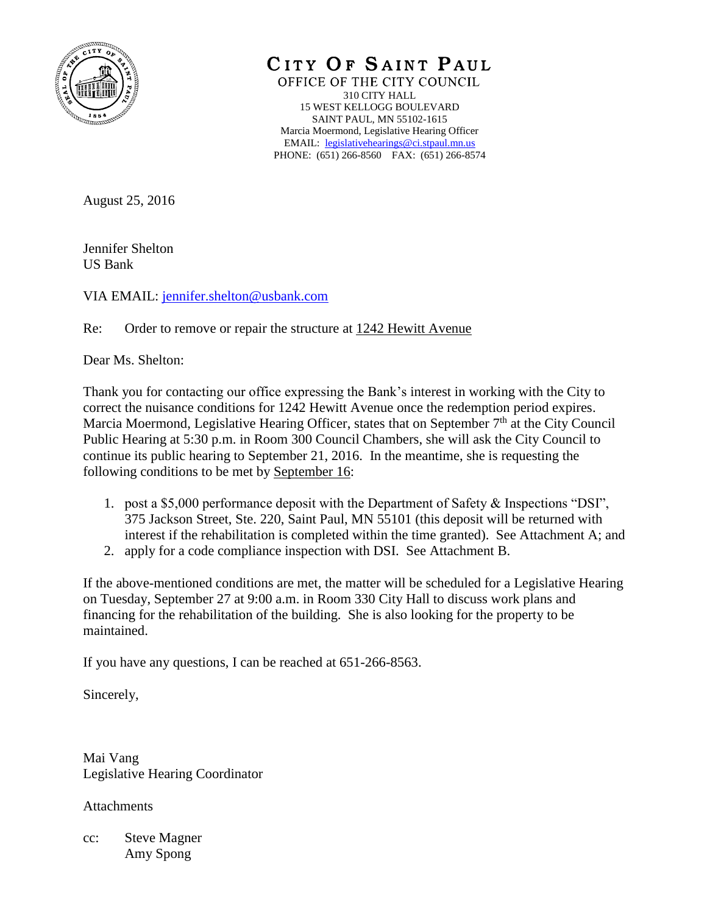# CITY OF SAINT PAUL

OFFICE OF THE CITY COUNCIL
310 CITY HALL
15 WEST KELLOGG BOULEVARD
SAINT PAUL, MN 55102-1615
Marcia Moermond, Legislative Hearing Officer
EMAIL: legislativehearings@ci.stpaul.mn.us
PHONE: (651) 266-8560 FAX: (651) 266-8574

August 25, 2016

Jennifer Shelton
US Bank

VIA EMAIL: jennifer.shelton@usbank.com

Re: Order to remove or repair the structure at 1242 Hewitt Avenue

Dear Ms. Shelton:

Thank you for contacting our office expressing the Bank's interest in working with the City to correct the nuisance conditions for 1242 Hewitt Avenue once the redemption period expires. Marcia Moermond, Legislative Hearing Officer, states that on September 7th at the City Council Public Hearing at 5:30 p.m. in Room 300 Council Chambers, she will ask the City Council to continue its public hearing to September 21, 2016. In the meantime, she is requesting the following conditions to be met by September 16:

1. post a $5,000 performance deposit with the Department of Safety & Inspections "DSI", 375 Jackson Street, Ste. 220, Saint Paul, MN 55101 (this deposit will be returned with interest if the rehabilitation is completed within the time granted). See Attachment A; and
2. apply for a code compliance inspection with DSI. See Attachment B.

If the above-mentioned conditions are met, the matter will be scheduled for a Legislative Hearing on Tuesday, September 27 at 9:00 a.m. in Room 330 City Hall to discuss work plans and financing for the rehabilitation of the building. She is also looking for the property to be maintained.

If you have any questions, I can be reached at 651-266-8563.

Sincerely,

Mai Vang
Legislative Hearing Coordinator

Attachments

cc: Steve Magner
Amy Spong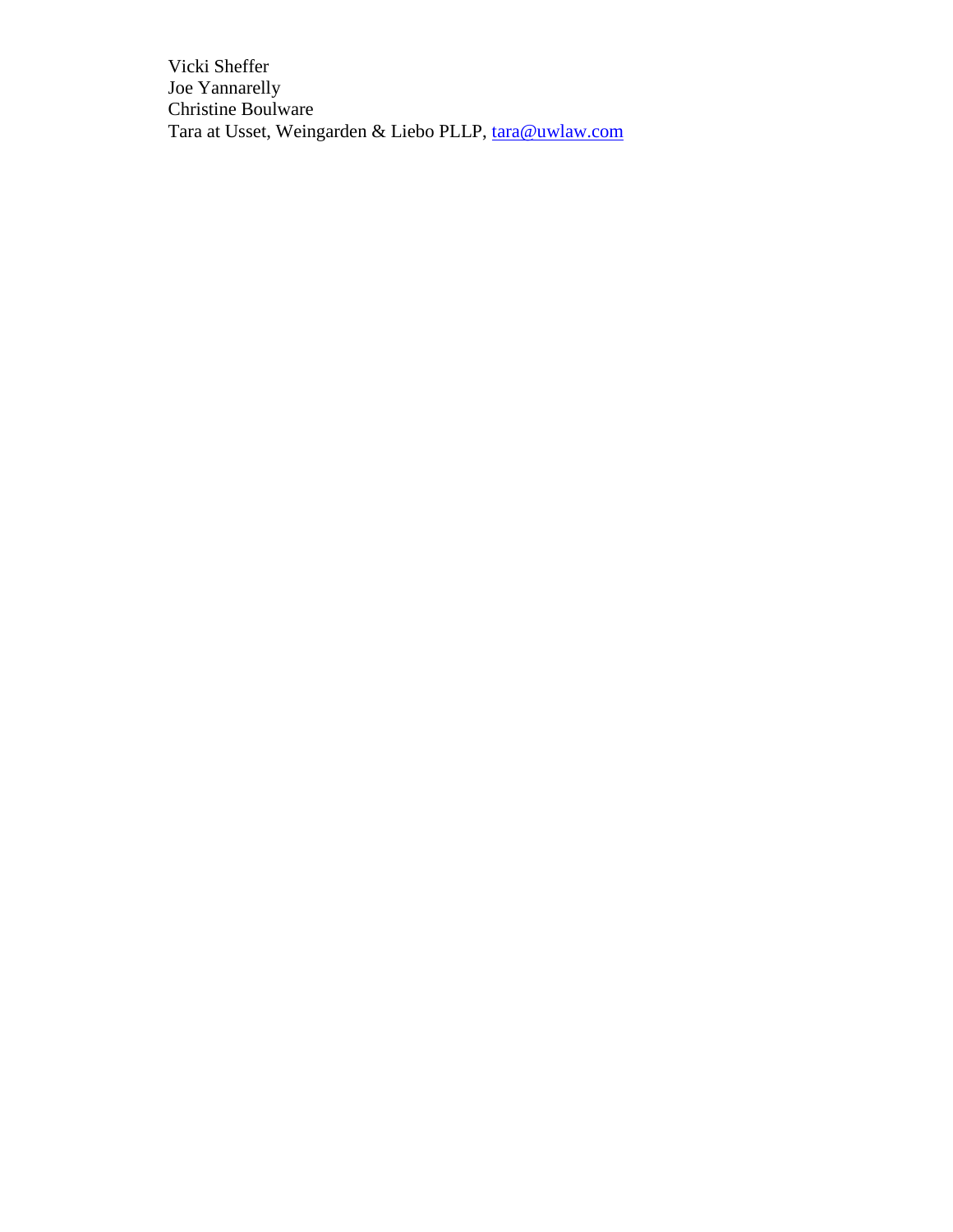Vicki Sheffer
Joe Yannarelly
Christine Boulware
Tara at Usset, Weingarden & Liebo PLLP, tara@uwlaw.com